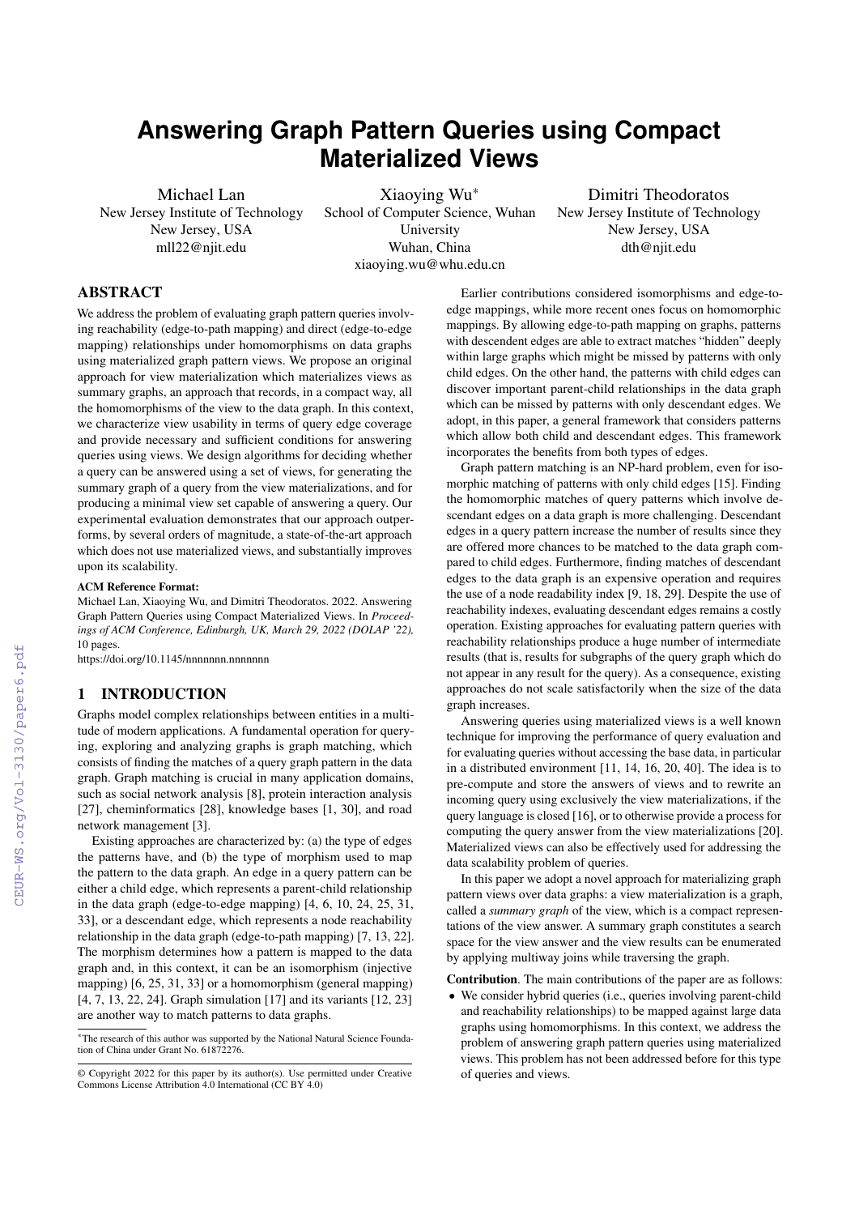# Answering Graph Pattern Queries using Compact Materialized Views

Michael Lan
New Jersey Institute of Technology
New Jersey, USA
mll22@njit.edu

Xiaoying Wu*
School of Computer Science, Wuhan University
Wuhan, China
xiaoying.wu@whu.edu.cn

Dimitri Theodoratos
New Jersey Institute of Technology
New Jersey, USA
dth@njit.edu

## ABSTRACT

We address the problem of evaluating graph pattern queries involving reachability (edge-to-path mapping) and direct (edge-to-edge mapping) relationships under homomorphisms on data graphs using materialized graph pattern views. We propose an original approach for view materialization which materializes views as summary graphs, an approach that records, in a compact way, all the homomorphisms of the view to the data graph. In this context, we characterize view usability in terms of query edge coverage and provide necessary and sufficient conditions for answering queries using views. We design algorithms for deciding whether a query can be answered using a set of views, for generating the summary graph of a query from the view materializations, and for producing a minimal view set capable of answering a query. Our experimental evaluation demonstrates that our approach outperforms, by several orders of magnitude, a state-of-the-art approach which does not use materialized views, and substantially improves upon its scalability.

**ACM Reference Format:**
Michael Lan, Xiaoying Wu, and Dimitri Theodoratos. 2022. Answering Graph Pattern Queries using Compact Materialized Views. In *Proceedings of ACM Conference, Edinburgh, UK, March 29, 2022 (DOLAP '22),* 10 pages.
https://doi.org/10.1145/nnnnnnn.nnnnnnn

## 1 INTRODUCTION

Graphs model complex relationships between entities in a multitude of modern applications. A fundamental operation for querying, exploring and analyzing graphs is graph matching, which consists of finding the matches of a query graph pattern in the data graph. Graph matching is crucial in many application domains, such as social network analysis [8], protein interaction analysis [27], cheminformatics [28], knowledge bases [1, 30], and road network management [3].

Existing approaches are characterized by: (a) the type of edges the patterns have, and (b) the type of morphism used to map the pattern to the data graph. An edge in a query pattern can be either a child edge, which represents a parent-child relationship in the data graph (edge-to-edge mapping) [4, 6, 10, 24, 25, 31, 33], or a descendant edge, which represents a node reachability relationship in the data graph (edge-to-path mapping) [7, 13, 22]. The morphism determines how a pattern is mapped to the data graph and, in this context, it can be an isomorphism (injective mapping) [6, 25, 31, 33] or a homomorphism (general mapping) [4, 7, 13, 22, 24]. Graph simulation [17] and its variants [12, 23] are another way to match patterns to data graphs.

*The research of this author was supported by the National Natural Science Foundation of China under Grant No. 61872276.

© Copyright 2022 for this paper by its author(s). Use permitted under Creative Commons License Attribution 4.0 International (CC BY 4.0)

Earlier contributions considered isomorphisms and edge-to-edge mappings, while more recent ones focus on homomorphic mappings. By allowing edge-to-path mapping on graphs, patterns with descendent edges are able to extract matches "hidden" deeply within large graphs which might be missed by patterns with only child edges. On the other hand, the patterns with child edges can discover important parent-child relationships in the data graph which can be missed by patterns with only descendant edges. We adopt, in this paper, a general framework that considers patterns which allow both child and descendant edges. This framework incorporates the benefits from both types of edges.

Graph pattern matching is an NP-hard problem, even for isomorphic matching of patterns with only child edges [15]. Finding the homomorphic matches of query patterns which involve descendant edges on a data graph is more challenging. Descendant edges in a query pattern increase the number of results since they are offered more chances to be matched to the data graph compared to child edges. Furthermore, finding matches of descendant edges to the data graph is an expensive operation and requires the use of a node readability index [9, 18, 29]. Despite the use of reachability indexes, evaluating descendant edges remains a costly operation. Existing approaches for evaluating pattern queries with reachability relationships produce a huge number of intermediate results (that is, results for subgraphs of the query graph which do not appear in any result for the query). As a consequence, existing approaches do not scale satisfactorily when the size of the data graph increases.

Answering queries using materialized views is a well known technique for improving the performance of query evaluation and for evaluating queries without accessing the base data, in particular in a distributed environment [11, 14, 16, 20, 40]. The idea is to pre-compute and store the answers of views and to rewrite an incoming query using exclusively the view materializations, if the query language is closed [16], or to otherwise provide a process for computing the query answer from the view materializations [20]. Materialized views can also be effectively used for addressing the data scalability problem of queries.

In this paper we adopt a novel approach for materializing graph pattern views over data graphs: a view materialization is a graph, called a *summary graph* of the view, which is a compact representations of the view answer. A summary graph constitutes a search space for the view answer and the view results can be enumerated by applying multiway joins while traversing the graph.

**Contribution**. The main contributions of the paper are as follows:

- We consider hybrid queries (i.e., queries involving parent-child and reachability relationships) to be mapped against large data graphs using homomorphisms. In this context, we address the problem of answering graph pattern queries using materialized views. This problem has not been addressed before for this type of queries and views.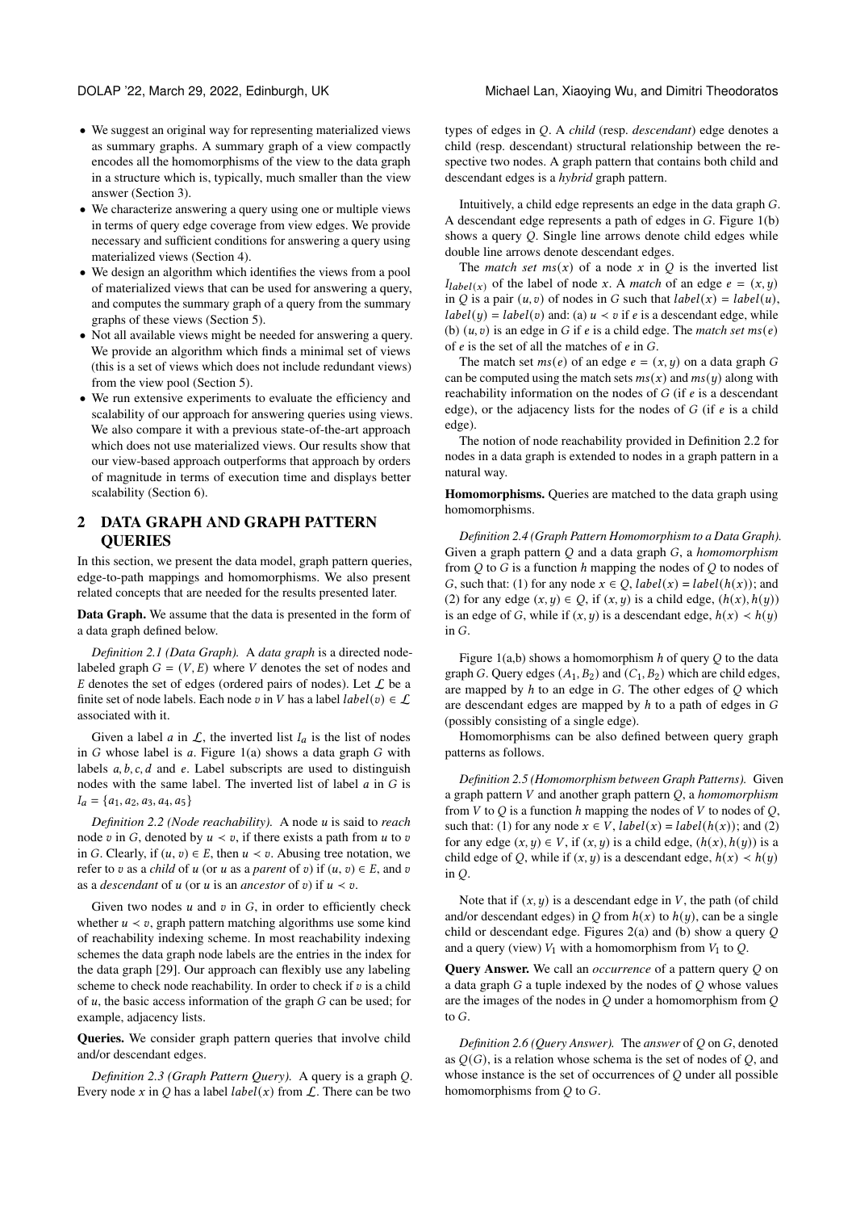- We suggest an original way for representing materialized views as summary graphs. A summary graph of a view compactly encodes all the homomorphisms of the view to the data graph in a structure which is, typically, much smaller than the view answer (Section 3).
- We characterize answering a query using one or multiple views in terms of query edge coverage from view edges. We provide necessary and sufficient conditions for answering a query using materialized views (Section 4).
- We design an algorithm which identifies the views from a pool of materialized views that can be used for answering a query, and computes the summary graph of a query from the summary graphs of these views (Section 5).
- Not all available views might be needed for answering a query. We provide an algorithm which finds a minimal set of views (this is a set of views which does not include redundant views) from the view pool (Section 5).
- We run extensive experiments to evaluate the efficiency and scalability of our approach for answering queries using views. We also compare it with a previous state-of-the-art approach which does not use materialized views. Our results show that our view-based approach outperforms that approach by orders of magnitude in terms of execution time and displays better scalability (Section 6).

## 2 DATA GRAPH AND GRAPH PATTERN QUERIES

In this section, we present the data model, graph pattern queries, edge-to-path mappings and homomorphisms. We also present related concepts that are needed for the results presented later.

**Data Graph.** We assume that the data is presented in the form of a data graph defined below.

*Definition 2.1 (Data Graph).* A *data graph* is a directed node-labeled graph $G = (V, E)$ where $V$ denotes the set of nodes and $E$ denotes the set of edges (ordered pairs of nodes). Let $\mathcal{L}$ be a finite set of node labels. Each node $v$ in $V$ has a label $label(v) \in \mathcal{L}$ associated with it.

Given a label $a$ in $\mathcal{L}$, the inverted list $I_a$ is the list of nodes in $G$ whose label is $a$. Figure 1(a) shows a data graph $G$ with labels $a, b, c, d$ and $e$. Label subscripts are used to distinguish nodes with the same label. The inverted list of label $a$ in $G$ is $I_a = \{a_1, a_2, a_3, a_4, a_5\}$

*Definition 2.2 (Node reachability).* A node $u$ is said to *reach* node $v$ in $G$, denoted by $u \prec v$, if there exists a path from $u$ to $v$ in $G$. Clearly, if $(u, v) \in E$, then $u \prec v$. Abusing tree notation, we refer to $v$ as a *child* of $u$ (or $u$ as a *parent* of $v$) if $(u, v) \in E$, and $v$ as a *descendant* of $u$ (or $u$ is an *ancestor* of $v$) if $u \prec v$.

Given two nodes $u$ and $v$ in $G$, in order to efficiently check whether $u \prec v$, graph pattern matching algorithms use some kind of reachability indexing scheme. In most reachability indexing schemes the data graph node labels are the entries in the index for the data graph [29]. Our approach can flexibly use any labeling scheme to check node reachability. In order to check if $v$ is a child of $u$, the basic access information of the graph $G$ can be used; for example, adjacency lists.

**Queries.** We consider graph pattern queries that involve child and/or descendant edges.

*Definition 2.3 (Graph Pattern Query).* A query is a graph $Q$. Every node $x$ in $Q$ has a label $label(x)$ from $\mathcal{L}$. There can be two types of edges in $Q$. A *child* (resp. *descendant*) edge denotes a child (resp. descendant) structural relationship between the respective two nodes. A graph pattern that contains both child and descendant edges is a *hybrid* graph pattern.

Intuitively, a child edge represents an edge in the data graph $G$. A descendant edge represents a path of edges in $G$. Figure 1(b) shows a query $Q$. Single line arrows denote child edges while double line arrows denote descendant edges.

The *match set* $ms(x)$ of a node $x$ in $Q$ is the inverted list $I_{label(x)}$ of the label of node $x$. A *match* of an edge $e = (x, y)$ in $Q$ is a pair $(u, v)$ of nodes in $G$ such that $label(x) = label(u)$, $label(y) = label(v)$ and: (a) $u \prec v$ if $e$ is a descendant edge, while (b) $(u, v)$ is an edge in $G$ if $e$ is a child edge. The *match set* $ms(e)$ of $e$ is the set of all the matches of $e$ in $G$.

The match set $ms(e)$ of an edge $e = (x, y)$ on a data graph $G$ can be computed using the match sets $ms(x)$ and $ms(y)$ along with reachability information on the nodes of $G$ (if $e$ is a descendant edge), or the adjacency lists for the nodes of $G$ (if $e$ is a child edge).

The notion of node reachability provided in Definition 2.2 for nodes in a data graph is extended to nodes in a graph pattern in a natural way.

**Homomorphisms.** Queries are matched to the data graph using homomorphisms.

*Definition 2.4 (Graph Pattern Homomorphism to a Data Graph).* Given a graph pattern $Q$ and a data graph $G$, a *homomorphism* from $Q$ to $G$ is a function $h$ mapping the nodes of $Q$ to nodes of $G$, such that: (1) for any node $x \in Q$, $label(x) = label(h(x))$; and (2) for any edge $(x, y) \in Q$, if $(x, y)$ is a child edge, $(h(x), h(y))$ is an edge of $G$, while if $(x, y)$ is a descendant edge, $h(x) \prec h(y)$ in $G$.

Figure 1(a,b) shows a homomorphism $h$ of query $Q$ to the data graph $G$. Query edges $(A_1, B_2)$ and $(C_1, B_2)$ which are child edges, are mapped by $h$ to an edge in $G$. The other edges of $Q$ which are descendant edges are mapped by $h$ to a path of edges in $G$ (possibly consisting of a single edge).

Homomorphisms can be also defined between query graph patterns as follows.

*Definition 2.5 (Homomorphism between Graph Patterns).* Given a graph pattern $V$ and another graph pattern $Q$, a *homomorphism* from $V$ to $Q$ is a function $h$ mapping the nodes of $V$ to nodes of $Q$, such that: (1) for any node $x \in V$, $label(x) = label(h(x))$; and (2) for any edge $(x, y) \in V$, if $(x, y)$ is a child edge, $(h(x), h(y))$ is a child edge of $Q$, while if $(x, y)$ is a descendant edge, $h(x) \prec h(y)$ in $Q$.

Note that if $(x, y)$ is a descendant edge in $V$, the path (of child and/or descendant edges) in $Q$ from $h(x)$ to $h(y)$, can be a single child or descendant edge. Figures 2(a) and (b) show a query $Q$ and a query (view) $V_1$ with a homomorphism from $V_1$ to $Q$.

**Query Answer.** We call an *occurrence* of a pattern query $Q$ on a data graph $G$ a tuple indexed by the nodes of $Q$ whose values are the images of the nodes in $Q$ under a homomorphism from $Q$ to $G$.

*Definition 2.6 (Query Answer).* The *answer* of $Q$ on $G$, denoted as $Q(G)$, is a relation whose schema is the set of nodes of $Q$, and whose instance is the set of occurrences of $Q$ under all possible homomorphisms from $Q$ to $G$.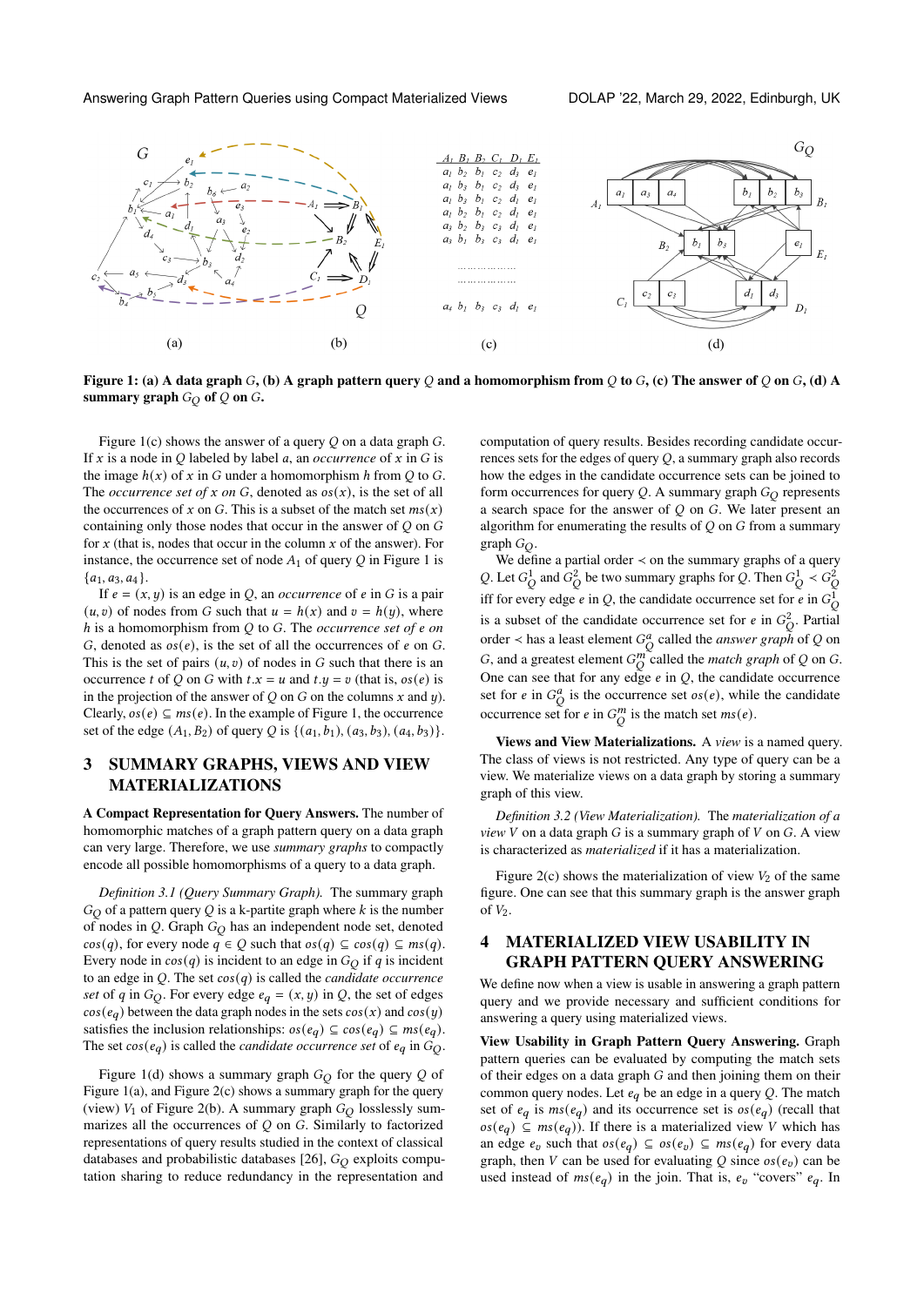**Figure 1: (a) A data graph $G$, (b) A graph pattern query $Q$ and a homomorphism from $Q$ to $G$, (c) The answer of $Q$ on $G$, (d) A summary graph $G_Q$ of $Q$ on $G$.**

Figure 1(c) shows the answer of a query $Q$ on a data graph $G$. If $x$ is a node in $Q$ labeled by label $a$, an *occurrence* of $x$ in $G$ is the image $h(x)$ of $x$ in $G$ under a homomorphism $h$ from $Q$ to $G$. The *occurrence set of $x$ on $G$*, denoted as $os(x)$, is the set of all the occurrences of $x$ on $G$. This is a subset of the match set $ms(x)$ containing only those nodes that occur in the answer of $Q$ on $G$ for $x$ (that is, nodes that occur in column $x$ of the answer). For instance, the occurrence set of node $A_1$ of query $Q$ in Figure 1 is $\{a_1, a_3, a_4\}$.

If $e = (x, y)$ is an edge in $Q$, an *occurrence* of $e$ in $G$ is a pair $(u, v)$ of nodes from $G$ such that $u = h(x)$ and $v = h(y)$, where $h$ is a homomorphism from $Q$ to $G$. The *occurrence set of $e$ on $G$*, denoted as $os(e)$, is the set of all the occurrences of $e$ on $G$. This is the set of pairs $(u, v)$ of nodes in $G$ such that there is an occurrence $t$ of $Q$ on $G$ with $t.x = u$ and $t.y = v$ (that is, $os(e)$ is in the projection of the answer of $Q$ on $G$ on the columns $x$ and $y$). Clearly, $os(e) \subseteq ms(e)$. In the example of Figure 1, the occurrence set of the edge $(A_1, B_2)$ of query $Q$ is $\{(a_1, b_1), (a_3, b_3), (a_4, b_3)\}$.

## 3 SUMMARY GRAPHS, VIEWS AND VIEW MATERIALIZATIONS

**A Compact Representation for Query Answers.** The number of homomorphic matches of a graph pattern query on a data graph can very large. Therefore, we use *summary graphs* to compactly encode all possible homomorphisms of a query to a data graph.

*Definition 3.1 (Query Summary Graph).* The summary graph $G_Q$ of a pattern query $Q$ is a k-partite graph where $k$ is the number of nodes in $Q$. Graph $G_Q$ has an independent node set, denoted $cos(q)$, for every node $q \in Q$ such that $os(q) \subseteq cos(q) \subseteq ms(q)$. Every node in $cos(q)$ is incident to an edge in $G_Q$ if $q$ is incident to an edge in $Q$. The set $cos(q)$ is called the *candidate occurrence set* of $q$ in $G_Q$. For every edge $e_q = (x, y)$ in $Q$, the set of edges $cos(e_q)$ between the data graph nodes in the sets $cos(x)$ and $cos(y)$ satisfies the inclusion relationships: $os(e_q) \subseteq cos(e_q) \subseteq ms(e_q)$. The set $cos(e_q)$ is called the *candidate occurrence set* of $e_q$ in $G_Q$.

Figure 1(d) shows a summary graph $G_Q$ for the query $Q$ of Figure 1(a), and Figure 2(c) shows a summary graph for the query (view) $V_1$ of Figure 2(b). A summary graph $G_Q$ losslessly summarizes all the occurrences of $Q$ on $G$. Similarly to factorized representations of query results studied in the context of classical databases and probabilistic databases [26], $G_Q$ exploits computation sharing to reduce redundancy in the representation and computation of query results. Besides recording candidate occurrences sets for the edges of query $Q$, a summary graph also records how the edges in the candidate occurrence sets can be joined to form occurrences for query $Q$. A summary graph $G_Q$ represents a search space for the answer of $Q$ on $G$. We later present an algorithm for enumerating the results of $Q$ on $G$ from a summary graph $G_Q$.

We define a partial order $\prec$ on the summary graphs of a query $Q$. Let $G_Q^1$ and $G_Q^2$ be two summary graphs for $Q$. Then $G_Q^1 \prec G_Q^2$ iff for every edge $e$ in $Q$, the candidate occurrence set for $e$ in $G_Q^1$ is a subset of the candidate occurrence set for $e$ in $G_Q^2$. Partial order $\prec$ has a least element $G_Q^a$ called the *answer graph* of $Q$ on $G$, and a greatest element $G_Q^m$ called the *match graph* of $Q$ on $G$. One can see that for any edge $e$ in $Q$, the candidate occurrence set for $e$ in $G_Q^a$ is the occurrence set $os(e)$, while the candidate occurrence set for $e$ in $G_Q^m$ is the match set $ms(e)$.

**Views and View Materializations.** A *view* is a named query. The class of views is not restricted. Any type of query can be a view. We materialize views on a data graph by storing a summary graph of this view.

*Definition 3.2 (View Materialization).* The *materialization of a view $V$* on a data graph $G$ is a summary graph of $V$ on $G$. A view is characterized as *materialized* if it has a materialization.

Figure 2(c) shows the materialization of view $V_2$ of the same figure. One can see that this summary graph is the answer graph of $V_2$.

## 4 MATERIALIZED VIEW USABILITY IN GRAPH PATTERN QUERY ANSWERING

We define now when a view is usable in answering a graph pattern query and we provide necessary and sufficient conditions for answering a query using materialized views.

**View Usability in Graph Pattern Query Answering.** Graph pattern queries can be evaluated by computing the match sets of their edges on a data graph $G$ and then joining them on their common query nodes. Let $e_q$ be an edge in a query $Q$. The match set of $e_q$ is $ms(e_q)$ and its occurrence set is $os(e_q)$ (recall that $os(e_q) \subseteq ms(e_q)$). If there is a materialized view $V$ which has an edge $e_v$ such that $os(e_q) \subseteq os(e_v) \subseteq ms(e_q)$ for every data graph, then $V$ can be used for evaluating $Q$ since $os(e_v)$ can be used instead of $ms(e_q)$ in the join. That is, $e_v$ "covers" $e_q$. In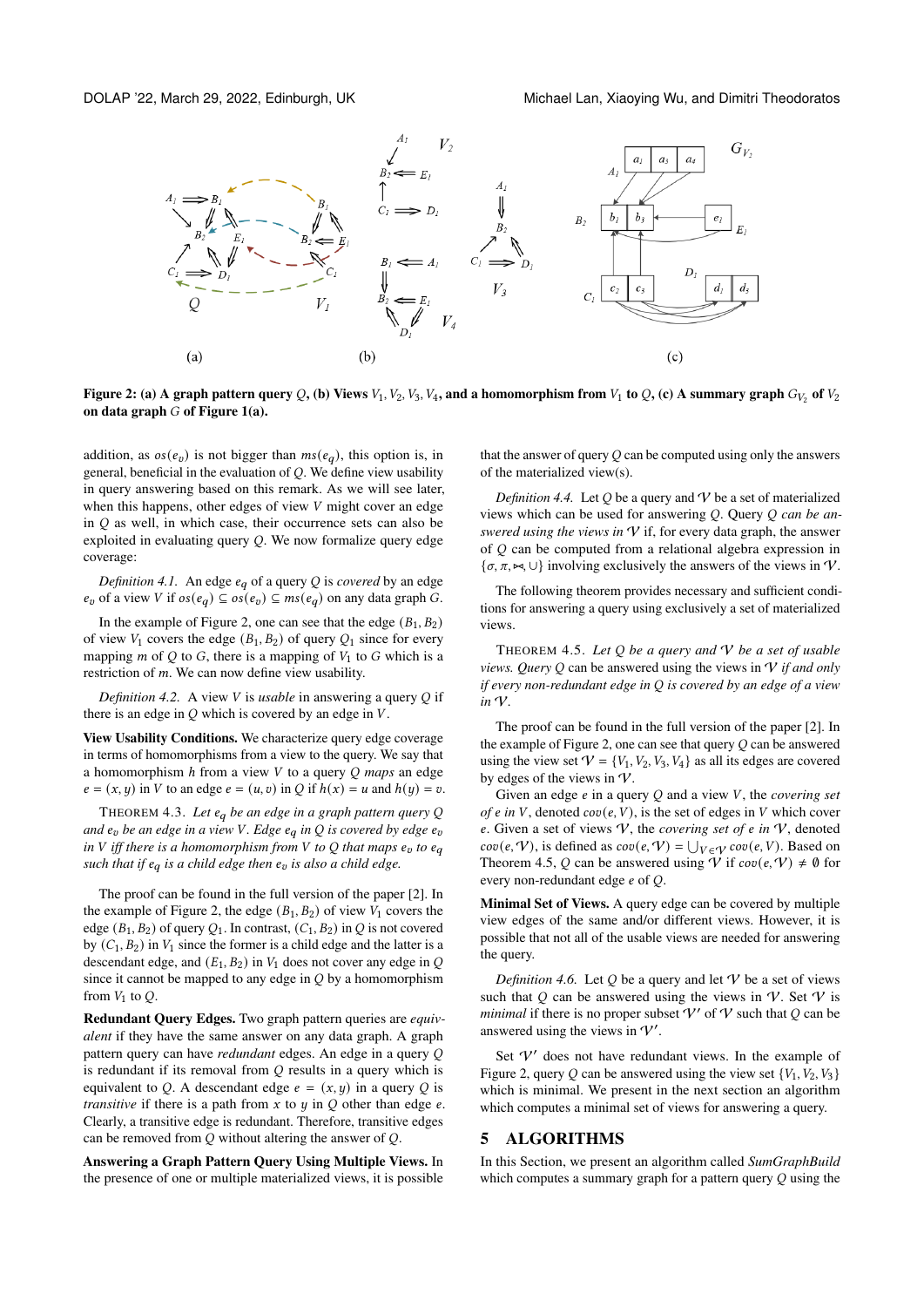**Figure 2: (a) A graph pattern query $Q$, (b) Views $V_1, V_2, V_3, V_4$, and a homomorphism from $V_1$ to $Q$, (c) A summary graph $G_{V_2}$ of $V_2$ on data graph $G$ of Figure 1(a).**

addition, as $os(e_v)$ is not bigger than $ms(e_q)$, this option is, in general, beneficial in the evaluation of $Q$. We define view usability in query answering based on this remark. As we will see later, when this happens, other edges of view $V$ might cover an edge in $Q$ as well, in which case, their occurrence sets can also be exploited in evaluating query $Q$. We now formalize query edge coverage:

*Definition 4.1.* An edge $e_q$ of a query $Q$ is *covered* by an edge $e_v$ of a view $V$ if $os(e_q) \subseteq os(e_v) \subseteq ms(e_q)$ on any data graph $G$.

In the example of Figure 2, one can see that the edge $(B_1, B_2)$ of view $V_1$ covers the edge $(B_1, B_2)$ of query $Q_1$ since for every mapping $m$ of $Q$ to $G$, there is a mapping of $V_1$ to $G$ which is a restriction of $m$. We can now define view usability.

*Definition 4.2.* A view $V$ is *usable* in answering a query $Q$ if there is an edge in $Q$ which is covered by an edge in $V$.

**View Usability Conditions.** We characterize query edge coverage in terms of homomorphisms from a view to the query. We say that a homomorphism $h$ from a view $V$ to a query $Q$ *maps* an edge $e = (x, y)$ in $V$ to an edge $e = (u, v)$ in $Q$ if $h(x) = u$ and $h(y) = v$.

THEOREM 4.3. *Let $e_q$ be an edge in a graph pattern query $Q$ and $e_v$ be an edge in a view $V$. Edge $e_q$ in $Q$ is covered by edge $e_v$ in $V$ iff there is a homomorphism from $V$ to $Q$ that maps $e_v$ to $e_q$ such that if $e_q$ is a child edge then $e_v$ is also a child edge.*

The proof can be found in the full version of the paper [2]. In the example of Figure 2, the edge $(B_1, B_2)$ of view $V_1$ covers the edge $(B_1, B_2)$ of query $Q_1$. In contrast, $(C_1, B_2)$ in $Q$ is not covered by $(C_1, B_2)$ in $V_1$ since the former is a child edge and the latter is a descendant edge, and $(E_1, B_2)$ in $V_1$ does not cover any edge in $Q$ since it cannot be mapped to any edge in $Q$ by a homomorphism from $V_1$ to $Q$.

**Redundant Query Edges.** Two graph pattern queries are *equivalent* if they have the same answer on any data graph. A graph pattern query can have *redundant* edges. An edge in a query $Q$ is redundant if its removal from $Q$ results in a query which is equivalent to $Q$. A descendant edge $e = (x, y)$ in a query $Q$ is *transitive* if there is a path from $x$ to $y$ in $Q$ other than edge $e$. Clearly, a transitive edge is redundant. Therefore, transitive edges can be removed from $Q$ without altering the answer of $Q$.

**Answering a Graph Pattern Query Using Multiple Views.** In the presence of one or multiple materialized views, it is possible that the answer of query $Q$ can be computed using only the answers of the materialized view(s).

*Definition 4.4.* Let $Q$ be a query and $\mathcal{V}$ be a set of materialized views which can be used for answering $Q$. Query $Q$ *can be answered using the views in* $\mathcal{V}$ if, for every data graph, the answer of $Q$ can be computed from a relational algebra expression in $\{\sigma, \pi, \bowtie, \cup\}$ involving exclusively the answers of the views in $\mathcal{V}$.

The following theorem provides necessary and sufficient conditions for answering a query using exclusively a set of materialized views.

THEOREM 4.5. *Let $Q$ be a query and $\mathcal{V}$ be a set of usable views. Query $Q$ can be answered using the views in $\mathcal{V}$ if and only if every non-redundant edge in $Q$ is covered by an edge of a view in $\mathcal{V}$.*

The proof can be found in the full version of the paper [2]. In the example of Figure 2, one can see that query $Q$ can be answered using the view set $\mathcal{V} = \{V_1, V_2, V_3, V_4\}$ as all its edges are covered by edges of the views in $\mathcal{V}$.

Given an edge $e$ in a query $Q$ and a view $V$, the *covering set of $e$ in $V$*, denoted $cov(e, V)$, is the set of edges in $V$ which cover $e$. Given a set of views $\mathcal{V}$, the *covering set of $e$ in $\mathcal{V}$*, denoted $cov(e, \mathcal{V})$, is defined as $cov(e, \mathcal{V}) = \bigcup_{V \in \mathcal{V}} cov(e, V)$. Based on Theorem 4.5, $Q$ can be answered using $\mathcal{V}$ if $cov(e, \mathcal{V}) \neq \emptyset$ for every non-redundant edge $e$ of $Q$.

**Minimal Set of Views.** A query edge can be covered by multiple view edges of the same and/or different views. However, it is possible that not all of the usable views are needed for answering the query.

*Definition 4.6.* Let $Q$ be a query and let $\mathcal{V}$ be a set of views such that $Q$ can be answered using the views in $\mathcal{V}$. Set $\mathcal{V}$ is *minimal* if there is no proper subset $\mathcal{V}'$ of $\mathcal{V}$ such that $Q$ can be answered using the views in $\mathcal{V}'$.

Set $\mathcal{V}'$ does not have redundant views. In the example of Figure 2, query $Q$ can be answered using the view set $\{V_1, V_2, V_3\}$ which is minimal. We present in the next section an algorithm which computes a minimal set of views for answering a query.

## 5 ALGORITHMS

In this Section, we present an algorithm called *SumGraphBuild* which computes a summary graph for a pattern query $Q$ using the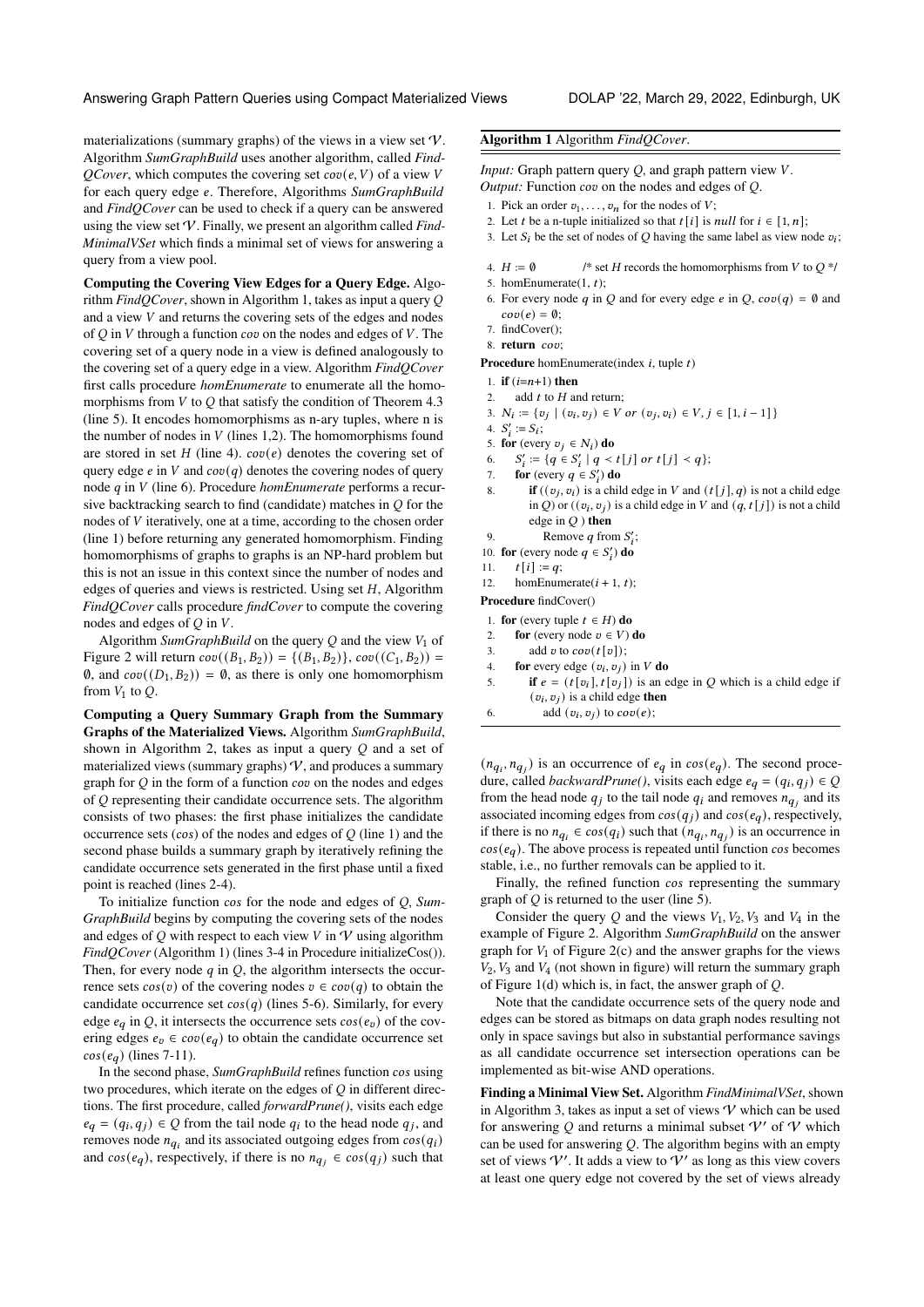materializations (summary graphs) of the views in a view set $\mathcal{V}$. Algorithm *SumGraphBuild* uses another algorithm, called *FindQCover*, which computes the covering set $cov(e, V)$ of a view $V$ for each query edge $e$. Therefore, Algorithms *SumGraphBuild* and *FindQCover* can be used to check if a query can be answered using the view set $\mathcal{V}$. Finally, we present an algorithm called *FindMinimalVSet* which finds a minimal set of views for answering a query from a view pool.

**Computing the Covering View Edges for a Query Edge.** Algorithm *FindQCover*, shown in Algorithm 1, takes as input a query $Q$ and a view $V$ and returns the covering sets of the edges and nodes of $Q$ in $V$ through a function $cov$ on the nodes and edges of $V$. The covering set of a query node in a view is defined analogously to the covering set of a query edge in a view. Algorithm *FindQCover* first calls procedure *homEnumerate* to enumerate all the homomorphisms from $V$ to $Q$ that satisfy the condition of Theorem 4.3 (line 5). It encodes homomorphisms as n-ary tuples, where n is the number of nodes in $V$ (lines 1,2). The homomorphisms found are stored in set $H$ (line 4). $cov(e)$ denotes the covering set of query edge $e$ in $V$ and $cov(q)$ denotes the covering nodes of query node $q$ in $V$ (line 6). Procedure *homEnumerate* performs a recursive backtracking search to find (candidate) matches in $Q$ for the nodes of $V$ iteratively, one at a time, according to the chosen order (line 1) before returning any generated homomorphism. Finding homomorphisms of graphs to graphs is an NP-hard problem but this is not an issue in this context since the number of nodes and edges of queries and views is restricted. Using set $H$, Algorithm *FindQCover* calls procedure *findCover* to compute the covering nodes and edges of $Q$ in $V$.

Algorithm *SumGraphBuild* on the query $Q$ and the view $V_1$ of Figure 2 will return $cov((B_1, B_2)) = \{(B_1, B_2)\}$, $cov((C_1, B_2)) = \emptyset$, and $cov((D_1, B_2)) = \emptyset$, as there is only one homomorphism from $V_1$ to $Q$.

**Computing a Query Summary Graph from the Summary Graphs of the Materialized Views.** Algorithm *SumGraphBuild*, shown in Algorithm 2, takes as input a query $Q$ and a set of materialized views (summary graphs) $\mathcal{V}$, and produces a summary graph for $Q$ in the form of a function $cov$ on the nodes and edges of $Q$ representing their candidate occurrence sets. The algorithm consists of two phases: the first phase initializes the candidate occurrence sets ($cos$) of the nodes and edges of $Q$ (line 1) and the second phase builds a summary graph by iteratively refining the candidate occurrence sets generated in the first phase until a fixed point is reached (lines 2-4).

To initialize function $cos$ for the node and edges of $Q$, *SumGraphBuild* begins by computing the covering sets of the nodes and edges of $Q$ with respect to each view $V$ in $\mathcal{V}$ using algorithm *FindQCover* (Algorithm 1) (lines 3-4 in Procedure initializeCos()). Then, for every node $q$ in $Q$, the algorithm intersects the occurrence sets $cos(v)$ of the covering nodes $v \in cov(q)$ to obtain the candidate occurrence set $cos(q)$ (lines 5-6). Similarly, for every edge $e_q$ in $Q$, it intersects the occurrence sets $cos(e_v)$ of the covering edges $e_v \in cov(e_q)$ to obtain the candidate occurrence set $cos(e_q)$ (lines 7-11).

In the second phase, *SumGraphBuild* refines function $cos$ using two procedures, which iterate on the edges of $Q$ in different directions. The first procedure, called *forwardPrune()*, visits each edge $e_q = (q_i, q_j) \in Q$ from the tail node $q_i$ to the head node $q_j$, and removes node $n_{q_i}$ and its associated outgoing edges from $cos(q_i)$ and $cos(e_q)$, respectively, if there is no $n_{q_j} \in cos(q_j)$ such that $(n_{q_i}, n_{q_j})$ is an occurrence of $e_q$ in $cos(e_q)$. The second procedure, called *backwardPrune()*, visits each edge $e_q = (q_i, q_j) \in Q$ from the head node $q_j$ to the tail node $q_i$ and removes $n_{q_j}$ and its associated incoming edges from $cos(q_j)$ and $cos(e_q)$, respectively, if there is no $n_{q_i} \in cos(q_i)$ such that $(n_{q_i}, n_{q_j})$ is an occurrence in $cos(e_q)$. The above process is repeated until function $cos$ becomes stable, i.e., no further removals can be applied to it.

Finally, the refined function $cos$ representing the summary graph of $Q$ is returned to the user (line 5).

Consider the query $Q$ and the views $V_1, V_2, V_3$ and $V_4$ in the example of Figure 2. Algorithm *SumGraphBuild* on the answer graph for $V_1$ of Figure 2(c) and the answer graphs for the views $V_2, V_3$ and $V_4$ (not shown in figure) will return the summary graph of Figure 1(d) which is, in fact, the answer graph of $Q$.

Note that the candidate occurrence sets of the query node and edges can be stored as bitmaps on data graph nodes resulting not only in space savings but also in substantial performance savings as all candidate occurrence set intersection operations can be implemented as bit-wise AND operations.

**Finding a Minimal View Set.** Algorithm *FindMinimalVSet*, shown in Algorithm 3, takes as input a set of views $\mathcal{V}$ which can be used for answering $Q$ and returns a minimal subset $\mathcal{V}'$ of $\mathcal{V}$ which can be used for answering $Q$. The algorithm begins with an empty set of views $\mathcal{V}'$. It adds a view to $\mathcal{V}'$ as long as this view covers at least one query edge not covered by the set of views already

---

**Algorithm 1** Algorithm *FindQCover*.

*Input:* Graph pattern query $Q$, and graph pattern view $V$.
*Output:* Function $cov$ on the nodes and edges of $Q$.

```
1. Pick an order v_1, ..., v_n for the nodes of V;
2. Let t be a n-tuple initialized so that t[i] is null for i ∈ [1, n];
3. Let S_i be the set of nodes of Q having the same label as view node v_i;
4. H := ∅          /* set H records the homomorphisms from V to Q */
5. homEnumerate(1, t);
6. For every node q in Q and for every edge e in Q, cov(q) = ∅ and
   cov(e) = ∅;
7. findCover();
8. return cov;
```

**Procedure** homEnumerate(index $i$, tuple $t$)

```
1. if (i=n+1) then
2.    add t to H and return;
3. N_i := {v_j | (v_i, v_j) ∈ V or (v_j, v_i) ∈ V, j ∈ [1, i−1]}
4. S'_i := S_i;
5. for (every v_j ∈ N_i) do
6.    S'_i := {q ∈ S'_i | q ≺ t[j] or t[j] ≺ q};
7.    for (every q ∈ S'_i) do
8.       if ((v_j, v_i) is a child edge in V and (t[j], q) is not a child edge
         in Q) or ((v_i, v_j) is a child edge in V and (q, t[j]) is not a child
         edge in Q ) then
9.          Remove q from S'_i;
10. for (every node q ∈ S'_i) do
11.    t[i] := q;
12.    homEnumerate(i + 1, t);
```

**Procedure** findCover()

```
1. for (every tuple t ∈ H) do
2.    for (every node v ∈ V) do
3.       add v to cov(t[v]);
4.    for every edge (v_i, v_j) in V do
5.       if e = (t[v_i], t[v_j]) is an edge in Q which is a child edge if
         (v_i, v_j) is a child edge then
6.          add (v_i, v_j) to cov(e);
```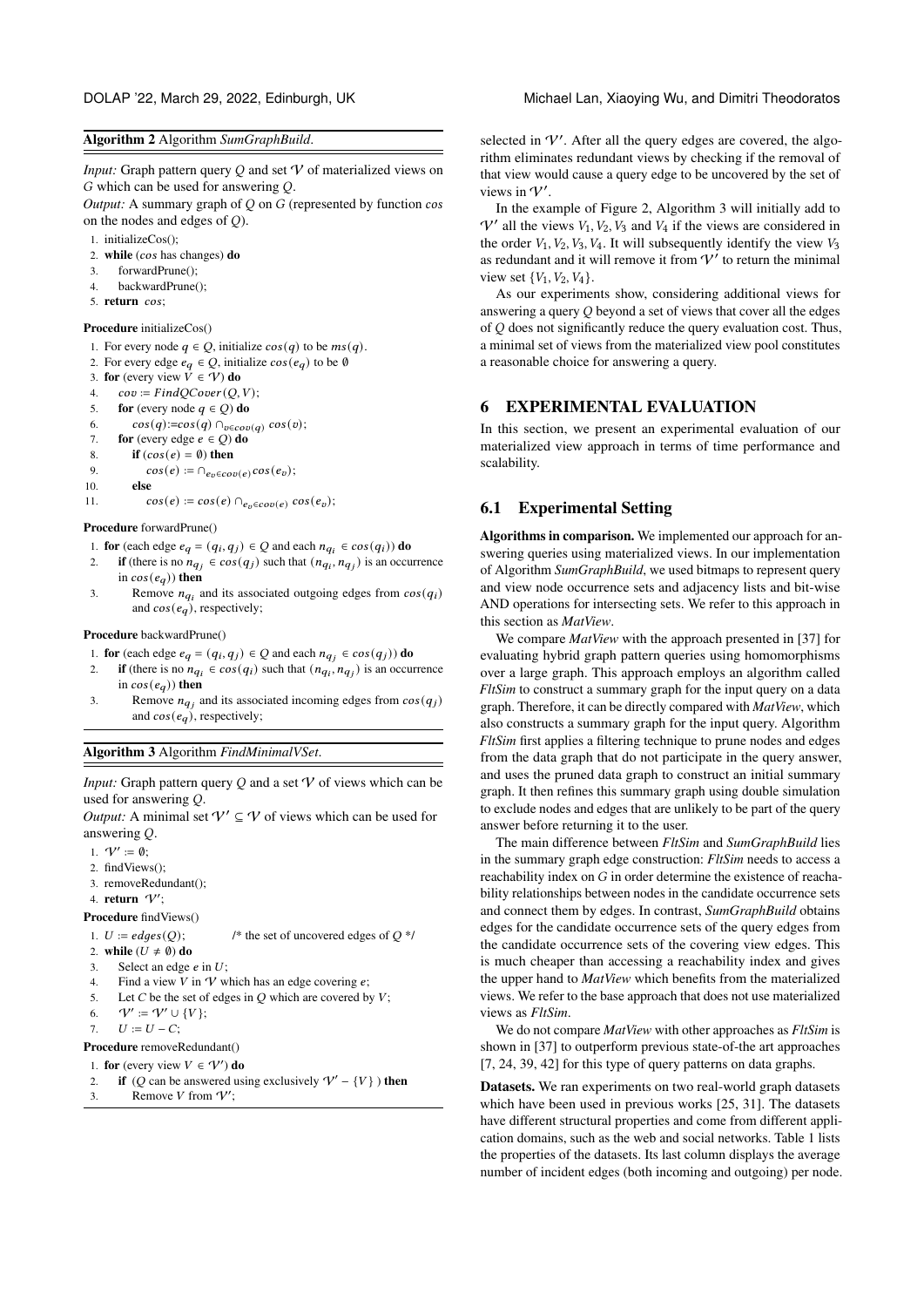**Algorithm 2** Algorithm *SumGraphBuild*.

*Input:* Graph pattern query $Q$ and set $\mathcal{V}$ of materialized views on $G$ which can be used for answering $Q$.
*Output:* A summary graph of $Q$ on $G$ (represented by function $cos$ on the nodes and edges of $Q$).

1. initializeCos();
2. **while** ($cos$ has changes) **do**
3. forwardPrune();
4. backwardPrune();
5. **return** $cos$;

**Procedure** initializeCos()

1. For every node $q \in Q$, initialize $cos(q)$ to be $ms(q)$.
2. For every edge $e_q \in Q$, initialize $cos(e_q)$ to be $\emptyset$
3. **for** (every view $V \in \mathcal{V}$) **do**
4. $cov := FindQCover(Q, V)$;
5. **for** (every node $q \in Q$) **do**
6. $cos(q) := cos(q) \cap_{v \in cov(q)} cos(v)$;
7. **for** (every edge $e \in Q$) **do**
8. **if** ($cos(e) = \emptyset$) **then**
9. $cos(e) := \cap_{e_v \in cov(e)} cos(e_v)$;
10. **else**
11. $cos(e) := cos(e) \cap_{e_v \in cov(e)} cos(e_v)$;

**Procedure** forwardPrune()

1. **for** (each edge $e_q = (q_i, q_j) \in Q$ and each $n_{q_i} \in cos(q_i)$) **do**
2. **if** (there is no $n_{q_j} \in cos(q_j)$ such that $(n_{q_i}, n_{q_j})$ is an occurrence in $cos(e_q)$) **then**
3. Remove $n_{q_i}$ and its associated outgoing edges from $cos(q_i)$ and $cos(e_q)$, respectively;

**Procedure** backwardPrune()

1. **for** (each edge $e_q = (q_i, q_j) \in Q$ and each $n_{q_j} \in cos(q_j)$) **do**
2. **if** (there is no $n_{q_i} \in cos(q_i)$ such that $(n_{q_i}, n_{q_j})$ is an occurrence in $cos(e_q)$) **then**
3. Remove $n_{q_j}$ and its associated incoming edges from $cos(q_j)$ and $cos(e_q)$, respectively;

**Algorithm 3** Algorithm *FindMinimalVSet*.

*Input:* Graph pattern query $Q$ and a set $\mathcal{V}$ of views which can be used for answering $Q$.
*Output:* A minimal set $\mathcal{V}' \subseteq \mathcal{V}$ of views which can be used for answering $Q$.

1. $\mathcal{V}' := \emptyset$;
2. findViews();
3. removeRedundant();
4. **return** $\mathcal{V}'$;

**Procedure** findViews()

1. $U := edges(Q)$; /* the set of uncovered edges of $Q$ */
2. **while** ($U \neq \emptyset$) **do**
3. Select an edge $e$ in $U$;
4. Find a view $V$ in $\mathcal{V}$ which has an edge covering $e$;
5. Let $C$ be the set of edges in $Q$ which are covered by $V$;
6. $\mathcal{V}' := \mathcal{V}' \cup \{V\}$;
7. $U := U - C$;

**Procedure** removeRedundant()

1. **for** (every view $V \in \mathcal{V}'$) **do**
2. **if** ($Q$ can be answered using exclusively $\mathcal{V}' - \{V\}$ ) **then**
3. Remove $V$ from $\mathcal{V}'$;

selected in $\mathcal{V}'$. After all the query edges are covered, the algorithm eliminates redundant views by checking if the removal of that view would cause a query edge to be uncovered by the set of views in $\mathcal{V}'$.

In the example of Figure 2, Algorithm 3 will initially add to $\mathcal{V}'$ all the views $V_1, V_2, V_3$ and $V_4$ if the views are considered in the order $V_1, V_2, V_3, V_4$. It will subsequently identify the view $V_3$ as redundant and it will remove it from $\mathcal{V}'$ to return the minimal view set $\{V_1, V_2, V_4\}$.

As our experiments show, considering additional views for answering a query $Q$ beyond a set of views that cover all the edges of $Q$ does not significantly reduce the query evaluation cost. Thus, a minimal set of views from the materialized view pool constitutes a reasonable choice for answering a query.

## 6 EXPERIMENTAL EVALUATION

In this section, we present an experimental evaluation of our materialized view approach in terms of time performance and scalability.

### 6.1 Experimental Setting

**Algorithms in comparison.** We implemented our approach for answering queries using materialized views. In our implementation of Algorithm *SumGraphBuild*, we used bitmaps to represent query and view node occurrence sets and adjacency lists and bit-wise AND operations for intersecting sets. We refer to this approach in this section as *MatView*.

We compare *MatView* with the approach presented in [37] for evaluating hybrid graph pattern queries using homomorphisms over a large graph. This approach employs an algorithm called *FltSim* to construct a summary graph for the input query on a data graph. Therefore, it can be directly compared with *MatView*, which also constructs a summary graph for the input query. Algorithm *FltSim* first applies a filtering technique to prune nodes and edges from the data graph that do not participate in the query answer, and uses the pruned data graph to construct an initial summary graph. It then refines this summary graph using double simulation to exclude nodes and edges that are unlikely to be part of the query answer before returning it to the user.

The main difference between *FltSim* and *SumGraphBuild* lies in the summary graph edge construction: *FltSim* needs to access a reachability index on $G$ in order determine the existence of reachability relationships between nodes in the candidate occurrence sets and connect them by edges. In contrast, *SumGraphBuild* obtains edges for the candidate occurrence sets of the query edges from the candidate occurrence sets of the covering view edges. This is much cheaper than accessing a reachability index and gives the upper hand to *MatView* which benefits from the materialized views. We refer to the base approach that does not use materialized views as *FltSim*.

We do not compare *MatView* with other approaches as *FltSim* is shown in [37] to outperform previous state-of-the art approaches [7, 24, 39, 42] for this type of query patterns on data graphs.

**Datasets.** We ran experiments on two real-world graph datasets which have been used in previous works [25, 31]. The datasets have different structural properties and come from different application domains, such as the web and social networks. Table 1 lists the properties of the datasets. Its last column displays the average number of incident edges (both incoming and outgoing) per node.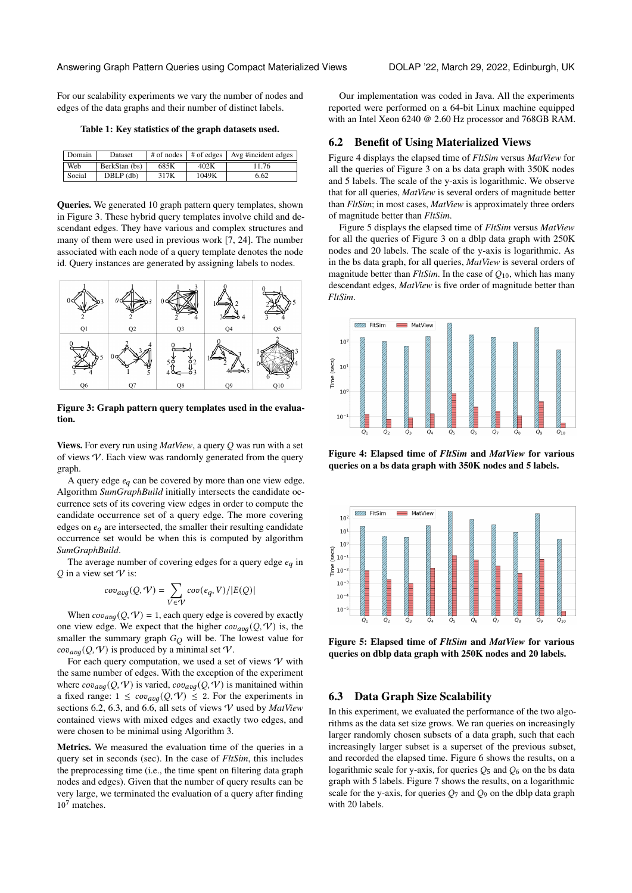For our scalability experiments we vary the number of nodes and edges of the data graphs and their number of distinct labels.

**Table 1: Key statistics of the graph datasets used.**

| Domain | Dataset | # of nodes | # of edges | Avg #incident edges |
|---|---|---|---|---|
| Web | BerkStan (bs) | 685K | 402K | 11.76 |
| Social | DBLP (db) | 317K | 1049K | 6.62 |

**Queries.** We generated 10 graph pattern query templates, shown in Figure 3. These hybrid query templates involve child and descendant edges. They have various and complex structures and many of them were used in previous work [7, 24]. The number associated with each node of a query template denotes the node id. Query instances are generated by assigning labels to nodes.

**Figure 3: Graph pattern query templates used in the evaluation.**

**Views.** For every run using *MatView*, a query $Q$ was run with a set of views $\mathcal{V}$. Each view was randomly generated from the query graph.

A query edge $e_q$ can be covered by more than one view edge. Algorithm *SumGraphBuild* initially intersects the candidate occurrence sets of its covering view edges in order to compute the candidate occurrence set of a query edge. The more covering edges on $e_q$ are intersected, the smaller their resulting candidate occurrence set would be when this is computed by algorithm *SumGraphBuild*.

The average number of covering edges for a query edge $e_q$ in $Q$ in a view set $\mathcal{V}$ is:

$$cov_{avg}(Q, \mathcal{V}) = \sum_{V \in \mathcal{V}} cov(e_q, V)/|E(Q)|$$

When $cov_{avg}(Q, \mathcal{V}) = 1$, each query edge is covered by exactly one view edge. We expect that the higher $cov_{avg}(Q, \mathcal{V})$ is, the smaller the summary graph $G_Q$ will be. The lowest value for $cov_{avg}(Q, \mathcal{V})$ is produced by a minimal set $\mathcal{V}$.

For each query computation, we used a set of views $\mathcal{V}$ with the same number of edges. With the exception of the experiment where $cov_{avg}(Q, \mathcal{V})$ is varied, $cov_{avg}(Q, \mathcal{V})$ is manitained within a fixed range: $1 \leq cov_{avg}(Q, \mathcal{V}) \leq 2$. For the experiments in sections 6.2, 6.3, and 6.6, all sets of views $\mathcal{V}$ used by *MatView* contained views with mixed edges and exactly two edges, and were chosen to be minimal using Algorithm 3.

**Metrics.** We measured the evaluation time of the queries in a query set in seconds (sec). In the case of *FltSim*, this includes the preprocessing time (i.e., the time spent on filtering data graph nodes and edges). Given that the number of query results can be very large, we terminated the evaluation of a query after finding $10^7$ matches.

Our implementation was coded in Java. All the experiments reported were performed on a 64-bit Linux machine equipped with an Intel Xeon 6240 @ 2.60 Hz processor and 768GB RAM.

## 6.2 Benefit of Using Materialized Views

Figure 4 displays the elapsed time of *FltSim* versus *MatView* for all the queries of Figure 3 on a bs data graph with 350K nodes and 5 labels. The scale of the y-axis is logarithmic. We observe that for all queries, *MatView* is several orders of magnitude better than *FltSim*; in most cases, *MatView* is approximately three orders of magnitude better than *FltSim*.

Figure 5 displays the elapsed time of *FltSim* versus *MatView* for all the queries of Figure 3 on a dblp data graph with 250K nodes and 20 labels. The scale of the y-axis is logarithmic. As in the bs data graph, for all queries, *MatView* is several orders of magnitude better than *FltSim*. In the case of $Q_{10}$, which has many descendant edges, *MatView* is five order of magnitude better than *FltSim*.

**Figure 4: Elapsed time of *FltSim* and *MatView* for various queries on a bs data graph with 350K nodes and 5 labels.**

**Figure 5: Elapsed time of *FltSim* and *MatView* for various queries on dblp data graph with 250K nodes and 20 labels.**

## 6.3 Data Graph Size Scalability

In this experiment, we evaluated the performance of the two algorithms as the data set size grows. We ran queries on increasingly larger randomly chosen subsets of a data graph, such that each increasingly larger subset is a superset of the previous subset, and recorded the elapsed time. Figure 6 shows the results, on a logarithmic scale for y-axis, for queries $Q_5$ and $Q_6$ on the bs data graph with 5 labels. Figure 7 shows the results, on a logarithmic scale for the y-axis, for queries $Q_7$ and $Q_9$ on the dblp data graph with 20 labels.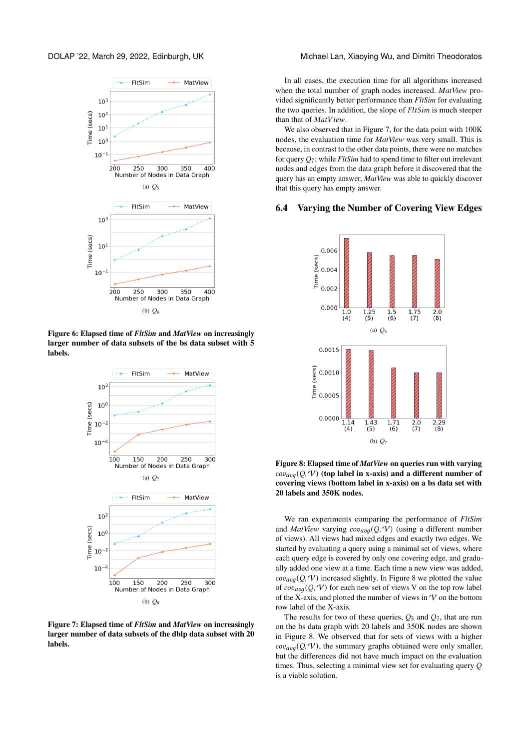(a) $Q_5$

(b) $Q_6$

**Figure 6: Elapsed time of *FltSim* and *MatView* on increasingly larger number of data subsets of the bs data subset with 5 labels.**

(a) $Q_7$

(b) $Q_9$

**Figure 7: Elapsed time of *FltSim* and *MatView* on increasingly larger number of data subsets of the dblp data subset with 20 labels.**

In all cases, the execution time for all algorithms increased when the total number of graph nodes increased. *MatView* provided significantly better performance than *FltSim* for evaluating the two queries. In addition, the slope of *FltSim* is much steeper than that of *MatView*.

We also observed that in Figure 7, for the data point with 100K nodes, the evaluation time for *MatView* was very small. This is because, in contrast to the other data points, there were no matches for query $Q_7$; while *FltSim* had to spend time to filter out irrelevant nodes and edges from the data graph before it discovered that the query has an empty answer, *MatView* was able to quickly discover that this query has empty answer.

## 6.4 Varying the Number of Covering View Edges

(a) $Q_5$

(b) $Q_7$

**Figure 8: Elapsed time of *MatView* on queries run with varying $cov_{avg}(Q, \mathcal{V})$ (top label in x-axis) and a different number of covering views (bottom label in x-axis) on a bs data set with 20 labels and 350K nodes.**

We ran experiments comparing the performance of *FltSim* and *MatView* varying $cov_{avg}(Q, \mathcal{V})$ (using a different number of views). All views had mixed edges and exactly two edges. We started by evaluating a query using a minimal set of views, where each query edge is covered by only one covering edge, and gradually added one view at a time. Each time a new view was added, $cov_{avg}(Q, \mathcal{V})$ increased slightly. In Figure 8 we plotted the value of $cov_{avg}(Q, \mathcal{V})$ for each new set of views V on the top row label of the X-axis, and plotted the number of views in $\mathcal{V}$ on the bottom row label of the X-axis.

The results for two of these queries, $Q_5$ and $Q_7$, that are run on the bs data graph with 20 labels and 350K nodes are shown in Figure 8. We observed that for sets of views with a higher $cov_{avg}(Q, \mathcal{V})$, the summary graphs obtained were only smaller, but the differences did not have much impact on the evaluation times. Thus, selecting a minimal view set for evaluating query $Q$ is a viable solution.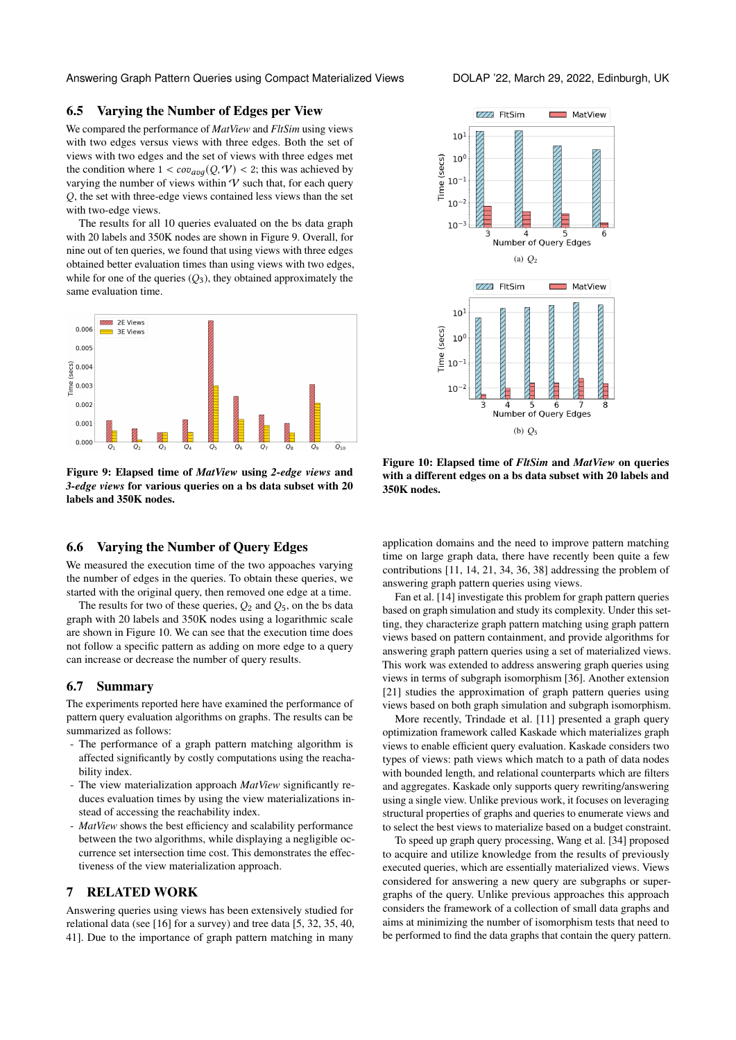### 6.5 Varying the Number of Edges per View

We compared the performance of *MatView* and *FltSim* using views with two edges versus views with three edges. Both the set of views with two edges and the set of views with three edges met the condition where $1 < cov_{avg}(Q, \mathcal{V}) < 2$; this was achieved by varying the number of views within $\mathcal{V}$ such that, for each query $Q$, the set with three-edge views contained less views than the set with two-edge views.

The results for all 10 queries evaluated on the bs data graph with 20 labels and 350K nodes are shown in Figure 9. Overall, for nine out of ten queries, we found that using views with three edges obtained better evaluation times than using views with two edges, while for one of the queries ($Q_3$), they obtained approximately the same evaluation time.

**Figure 9: Elapsed time of *MatView* using *2-edge views* and *3-edge views* for various queries on a bs data subset with 20 labels and 350K nodes.**

**Figure 10: Elapsed time of *FltSim* and *MatView* on queries with a different edges on a bs data subset with 20 labels and 350K nodes.** (a) $Q_2$ (b) $Q_5$

### 6.6 Varying the Number of Query Edges

We measured the execution time of the two appoaches varying the number of edges in the queries. To obtain these queries, we started with the original query, then removed one edge at a time.

The results for two of these queries, $Q_2$ and $Q_5$, on the bs data graph with 20 labels and 350K nodes using a logarithmic scale are shown in Figure 10. We can see that the execution time does not follow a specific pattern as adding on more edge to a query can increase or decrease the number of query results.

### 6.7 Summary

The experiments reported here have examined the performance of pattern query evaluation algorithms on graphs. The results can be summarized as follows:

- The performance of a graph pattern matching algorithm is affected significantly by costly computations using the reachability index.
- The view materialization approach *MatView* significantly reduces evaluation times by using the view materializations instead of accessing the reachability index.
- *MatView* shows the best efficiency and scalability performance between the two algorithms, while displaying a negligible occurrence set intersection time cost. This demonstrates the effectiveness of the view materialization approach.

## 7 RELATED WORK

Answering queries using views has been extensively studied for relational data (see [16] for a survey) and tree data [5, 32, 35, 40, 41]. Due to the importance of graph pattern matching in many application domains and the need to improve pattern matching time on large graph data, there have recently been quite a few contributions [11, 14, 21, 34, 36, 38] addressing the problem of answering graph pattern queries using views.

Fan et al. [14] investigate this problem for graph pattern queries based on graph simulation and study its complexity. Under this setting, they characterize graph pattern matching using graph pattern views based on pattern containment, and provide algorithms for answering graph pattern queries using a set of materialized views. This work was extended to address answering graph queries using views in terms of subgraph isomorphism [36]. Another extension [21] studies the approximation of graph pattern queries using views based on both graph simulation and subgraph isomorphism.

More recently, Trindade et al. [11] presented a graph query optimization framework called Kaskade which materializes graph views to enable efficient query evaluation. Kaskade considers two types of views: path views which match to a path of data nodes with bounded length, and relational counterparts which are filters and aggregates. Kaskade only supports query rewriting/answering using a single view. Unlike previous work, it focuses on leveraging structural properties of graphs and queries to enumerate views and to select the best views to materialize based on a budget constraint.

To speed up graph query processing, Wang et al. [34] proposed to acquire and utilize knowledge from the results of previously executed queries, which are essentially materialized views. Views considered for answering a new query are subgraphs or supergraphs of the query. Unlike previous approaches this approach considers the framework of a collection of small data graphs and aims at minimizing the number of isomorphism tests that need to be performed to find the data graphs that contain the query pattern.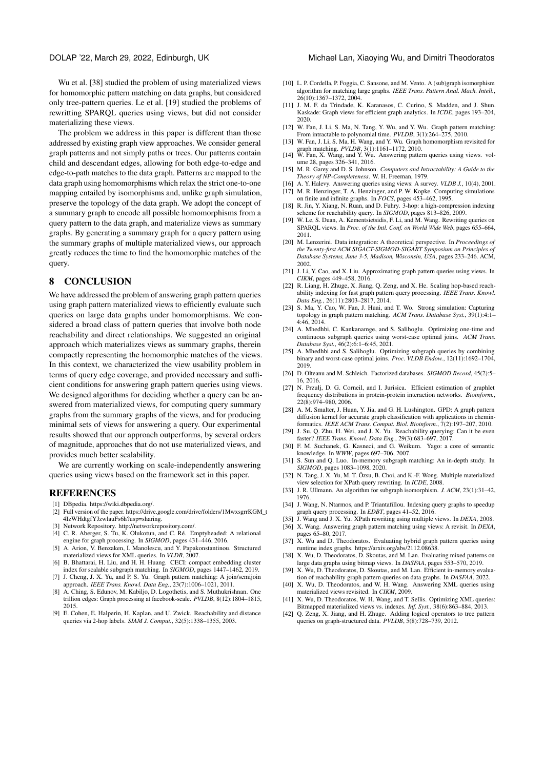Wu et al. [38] studied the problem of using materialized views for homomorphic pattern matching on data graphs, but considered only tree-pattern queries. Le et al. [19] studied the problems of rewritting SPARQL queries using views, but did not consider materializing these views.

The problem we address in this paper is different than those addressed by existing graph view approaches. We consider general graph patterns and not simply paths or trees. Our patterns contain child and descendant edges, allowing for both edge-to-edge and edge-to-path matches to the data graph. Patterns are mapped to the data graph using homomorphisms which relax the strict one-to-one mapping entailed by isomorphisms and, unlike graph simulation, preserve the topology of the data graph. We adopt the concept of a summary graph to encode all possible homomorphisms from a query pattern to the data graph, and materialize views as summary graphs. By generating a summary graph for a query pattern using the summary graphs of multiple materialized views, our approach greatly reduces the time to find the homomorphic matches of the query.

## 8 CONCLUSION

We have addressed the problem of answering graph pattern queries using graph pattern materialized views to efficiently evaluate such queries on large data graphs under homomorphisms. We considered a broad class of pattern queries that involve both node reachability and direct relationships. We suggested an original approach which materializes views as summary graphs, therein compactly representing the homomorphic matches of the views. In this context, we characterized the view usability problem in terms of query edge coverage, and provided necessary and sufficient conditions for answering graph pattern queries using views. We designed algorithms for deciding whether a query can be answered from materialized views, for computing query summary graphs from the summary graphs of the views, and for producing minimal sets of views for answering a query. Our experimental results showed that our approach outperforms, by several orders of magnitude, approaches that do not use materialized views, and provides much better scalability.

We are currently working on scale-independently answering queries using views based on the framework set in this paper.

## REFERENCES

- [1] DBpedia. https://wiki.dbpedia.org/.
- [2] Full version of the paper. https://drive.google.com/drive/folders/1MwxsgrrKGM_t4IzWHdtgfYJzwlauFs6h?usp=sharing.
- [3] Network Repository. http://networkrepository.com/.
- [4] C. R. Aberger, S. Tu, K. Olukotun, and C. Ré. Emptyheaded: A relational engine for graph processing. In *SIGMOD*, pages 431–446, 2016.
- [5] A. Arion, V. Benzaken, I. Manolescu, and Y. Papakonstantinou. Structured materialized views for XML queries. In *VLDB*, 2007.
- [6] B. Bhattarai, H. Liu, and H. H. Huang. CECI: compact embedding cluster index for scalable subgraph matching. In *SIGMOD*, pages 1447–1462, 2019.
- [7] J. Cheng, J. X. Yu, and P. S. Yu. Graph pattern matching: A join/semijoin approach. *IEEE Trans. Knowl. Data Eng.*, 23(7):1006–1021, 2011.
- [8] A. Ching, S. Edunov, M. Kabiljo, D. Logothetis, and S. Muthukrishnan. One trillion edges: Graph processing at facebook-scale. *PVLDB*, 8(12):1804–1815, 2015.
- [9] E. Cohen, E. Halperin, H. Kaplan, and U. Zwick. Reachability and distance queries via 2-hop labels. *SIAM J. Comput.*, 32(5):1338–1355, 2003.
- [10] L. P. Cordella, P. Foggia, C. Sansone, and M. Vento. A (sub)graph isomorphism algorithm for matching large graphs. *IEEE Trans. Pattern Anal. Mach. Intell.*, 26(10):1367–1372, 2004.
- [11] J. M. F. da Trindade, K. Karanasos, C. Curino, S. Madden, and J. Shun. Kaskade: Graph views for efficient graph analytics. In *ICDE*, pages 193–204, 2020.
- [12] W. Fan, J. Li, S. Ma, N. Tang, Y. Wu, and Y. Wu. Graph pattern matching: From intractable to polynomial time. *PVLDB*, 3(1):264–275, 2010.
- [13] W. Fan, J. Li, S. Ma, H. Wang, and Y. Wu. Graph homomorphism revisited for graph matching. *PVLDB*, 3(1):1161–1172, 2010.
- [14] W. Fan, X. Wang, and Y. Wu. Answering pattern queries using views. volume 28, pages 326–341, 2016.
- [15] M. R. Garey and D. S. Johnson. *Computers and Intractability: A Guide to the Theory of NP-Completeness*. W. H. Freeman, 1979.
- [16] A. Y. Halevy. Answering queries using views: A survey. *VLDB J.*, 10(4), 2001.
- [17] M. R. Henzinger, T. A. Henzinger, and P. W. Kopke. Computing simulations on finite and infinite graphs. In *FOCS*, pages 453–462, 1995.
- [18] R. Jin, Y. Xiang, N. Ruan, and D. Fuhry. 3-hop: a high-compression indexing scheme for reachability query. In *SIGMOD*, pages 813–826, 2009.
- [19] W. Le, S. Duan, A. Kementsietsidis, F. Li, and M. Wang. Rewriting queries on SPARQL views. In *Proc. of the Intl. Conf. on World Wide Web*, pages 655–664, 2011.
- [20] M. Lenzerini. Data integration: A theoretical perspective. In *Proceedings of the Twenty-first ACM SIGACT-SIGMOD-SIGART Symposium on Principles of Database Systems, June 3-5, Madison, Wisconsin, USA*, pages 233–246. ACM, 2002.
- [21] J. Li, Y. Cao, and X. Liu. Approximating graph pattern queries using views. In *CIKM*, pages 449–458, 2016.
- [22] R. Liang, H. Zhuge, X. Jiang, Q. Zeng, and X. He. Scaling hop-based reachability indexing for fast graph pattern query processing. *IEEE Trans. Knowl. Data Eng.*, 26(11):2803–2817, 2014.
- [23] S. Ma, Y. Cao, W. Fan, J. Huai, and T. Wo. Strong simulation: Capturing topology in graph pattern matching. *ACM Trans. Database Syst.*, 39(1):4:1–4:46, 2014.
- [24] A. Mhedhbi, C. Kankanamge, and S. Salihoglu. Optimizing one-time and continuous subgraph queries using worst-case optimal joins. *ACM Trans. Database Syst.*, 46(2):6:1–6:45, 2021.
- [25] A. Mhedhbi and S. Salihoglu. Optimizing subgraph queries by combining binary and worst-case optimal joins. *Proc. VLDB Endow.*, 12(11):1692–1704, 2019.
- [26] D. Olteanu and M. Schleich. Factorized databases. *SIGMOD Record*, 45(2):5–16, 2016.
- [27] N. Przulj, D. G. Corneil, and I. Jurisica. Efficient estimation of graphlet frequency distributions in protein-protein interaction networks. *Bioinform.*, 22(8):974–980, 2006.
- [28] A. M. Smalter, J. Huan, Y. Jia, and G. H. Lushington. GPD: A graph pattern diffusion kernel for accurate graph classification with applications in cheminformatics. *IEEE ACM Trans. Comput. Biol. Bioinform.*, 7(2):197–207, 2010.
- [29] J. Su, Q. Zhu, H. Wei, and J. X. Yu. Reachability querying: Can it be even faster? *IEEE Trans. Knowl. Data Eng.*, 29(3):683–697, 2017.
- [30] F. M. Suchanek, G. Kasneci, and G. Weikum. Yago: a core of semantic knowledge. In *WWW*, pages 697–706, 2007.
- [31] S. Sun and Q. Luo. In-memory subgraph matching: An in-depth study. In *SIGMOD*, pages 1083–1098, 2020.
- [32] N. Tang, J. X. Yu, M. T. Özsu, B. Choi, and K.-F. Wong. Multiple materialized view selection for XPath query rewriting. In *ICDE*, 2008.
- [33] J. R. Ullmann. An algorithm for subgraph isomorphism. *J. ACM*, 23(1):31–42, 1976.
- [34] J. Wang, N. Ntarmos, and P. Triantafillou. Indexing query graphs to speedup graph query processing. In *EDBT*, pages 41–52, 2016.
- [35] J. Wang and J. X. Yu. XPath rewriting using multiple views. In *DEXA*, 2008.
- [36] X. Wang. Answering graph pattern matching using views: A revisit. In *DEXA*, pages 65–80, 2017.
- [37] X. Wu and D. Theodoratos. Evaluating hybrid graph pattern queries using runtime index graphs. https://arxiv.org/abs/2112.08638.
- [38] X. Wu, D. Theodoratos, D. Skoutas, and M. Lan. Evaluating mixed patterns on large data graphs using bitmap views. In *DASFAA*, pages 553–570, 2019.
- [39] X. Wu, D. Theodoratos, D. Skoutas, and M. Lan. Efficient in-memory evaluation of reachability graph pattern queries on data graphs. In *DASFAA*, 2022.
- [40] X. Wu, D. Theodoratos, and W. H. Wang. Answering XML queries using materialized views revisited. In *CIKM*, 2009.
- [41] X. Wu, D. Theodoratos, W. H. Wang, and T. Sellis. Optimizing XML queries: Bitmapped materialized views vs. indexes. *Inf. Syst.*, 38(6):863–884, 2013.
- [42] Q. Zeng, X. Jiang, and H. Zhuge. Adding logical operators to tree pattern queries on graph-structured data. *PVLDB*, 5(8):728–739, 2012.